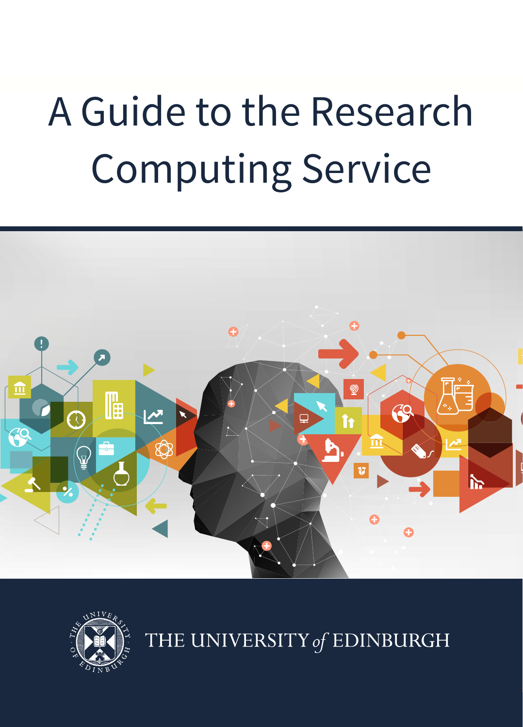# A Guide to the Research Computing Service

THE UNIVERSITY *of* EDINBURGH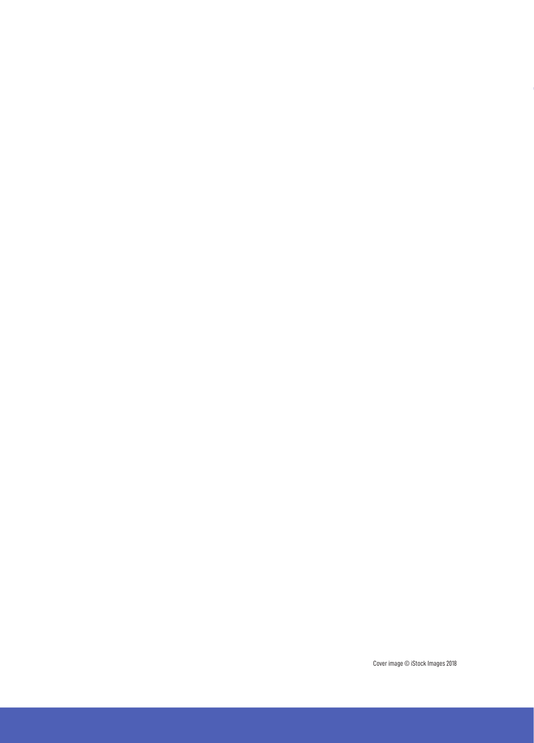Cover image © iStock Images 2018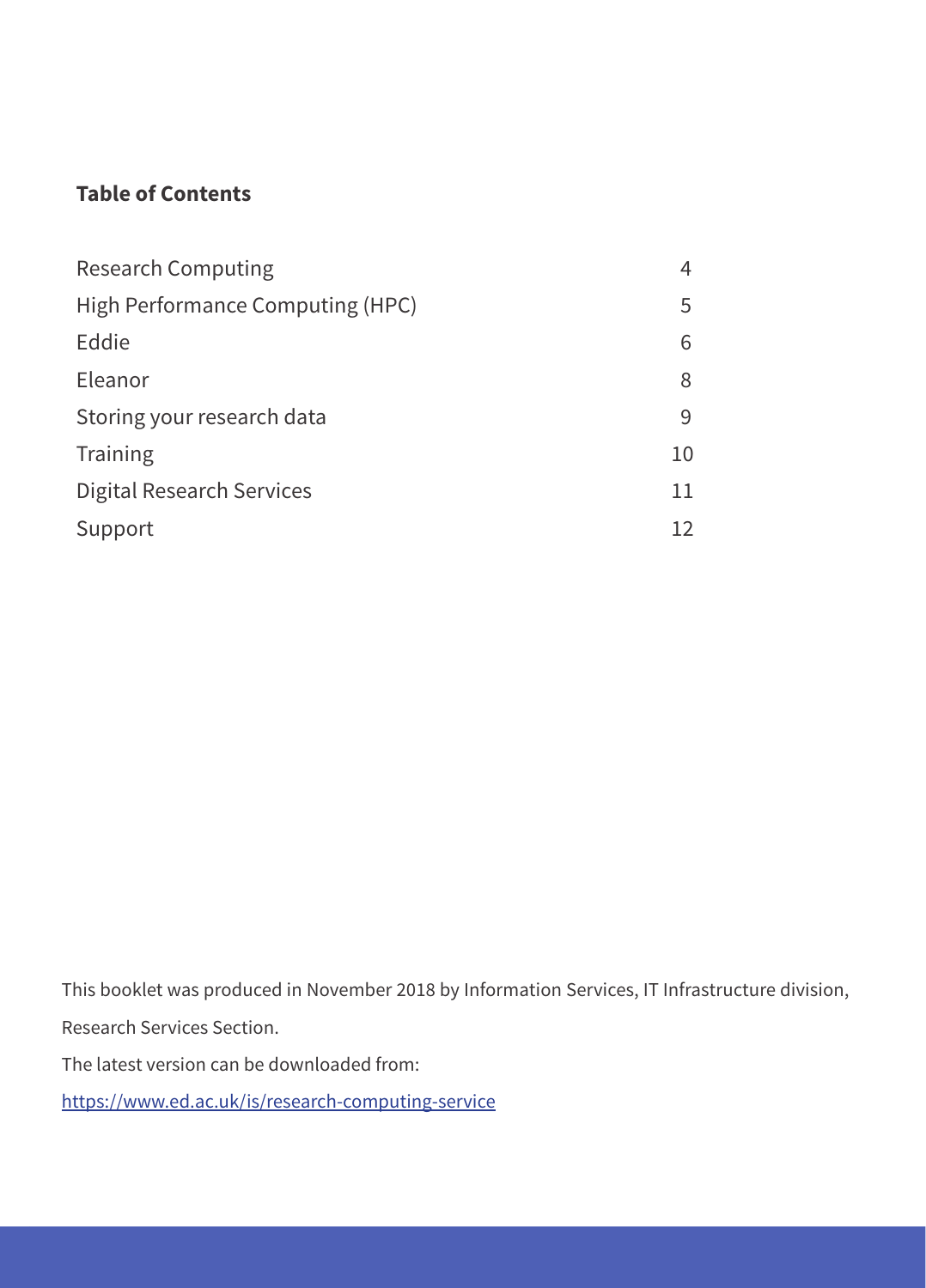**Table of Contents**

| | |
|---|---|
| Research Computing | 4 |
| High Performance Computing (HPC) | 5 |
| Eddie | 6 |
| Eleanor | 8 |
| Storing your research data | 9 |
| Training | 10 |
| Digital Research Services | 11 |
| Support | 12 |

This booklet was produced in November 2018 by Information Services, IT Infrastructure division, Research Services Section.

The latest version can be downloaded from:

[https://www.ed.ac.uk/is/research-computing-service](https://www.ed.ac.uk/is/research-computing-service)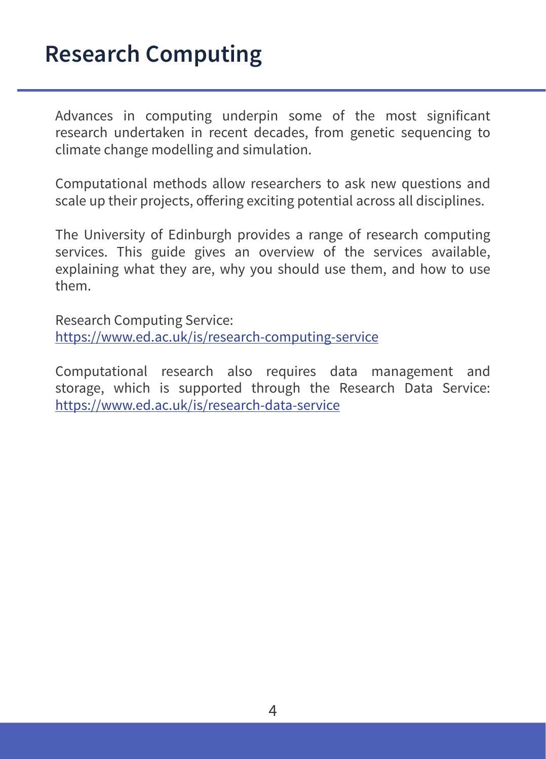# Research Computing

Advances in computing underpin some of the most significant research undertaken in recent decades, from genetic sequencing to climate change modelling and simulation.

Computational methods allow researchers to ask new questions and scale up their projects, offering exciting potential across all disciplines.

The University of Edinburgh provides a range of research computing services. This guide gives an overview of the services available, explaining what they are, why you should use them, and how to use them.

Research Computing Service:
https://www.ed.ac.uk/is/research-computing-service

Computational research also requires data management and storage, which is supported through the Research Data Service:
https://www.ed.ac.uk/is/research-data-service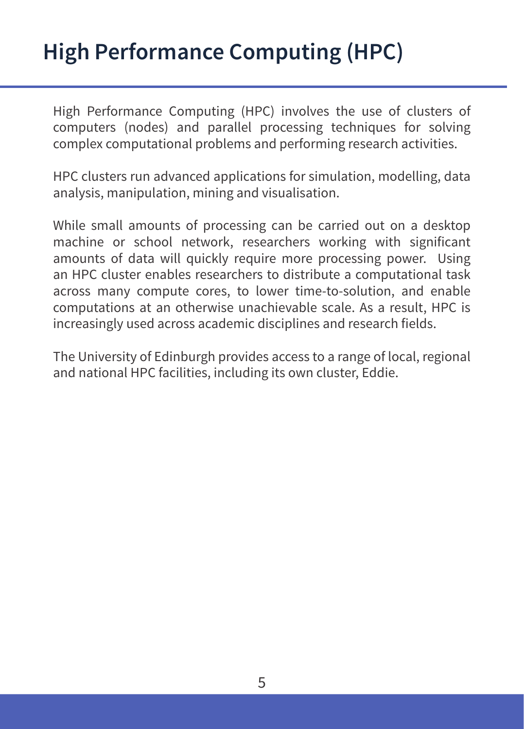# High Performance Computing (HPC)

High Performance Computing (HPC) involves the use of clusters of computers (nodes) and parallel processing techniques for solving complex computational problems and performing research activities.

HPC clusters run advanced applications for simulation, modelling, data analysis, manipulation, mining and visualisation.

While small amounts of processing can be carried out on a desktop machine or school network, researchers working with significant amounts of data will quickly require more processing power. Using an HPC cluster enables researchers to distribute a computational task across many compute cores, to lower time-to-solution, and enable computations at an otherwise unachievable scale. As a result, HPC is increasingly used across academic disciplines and research fields.

The University of Edinburgh provides access to a range of local, regional and national HPC facilities, including its own cluster, Eddie.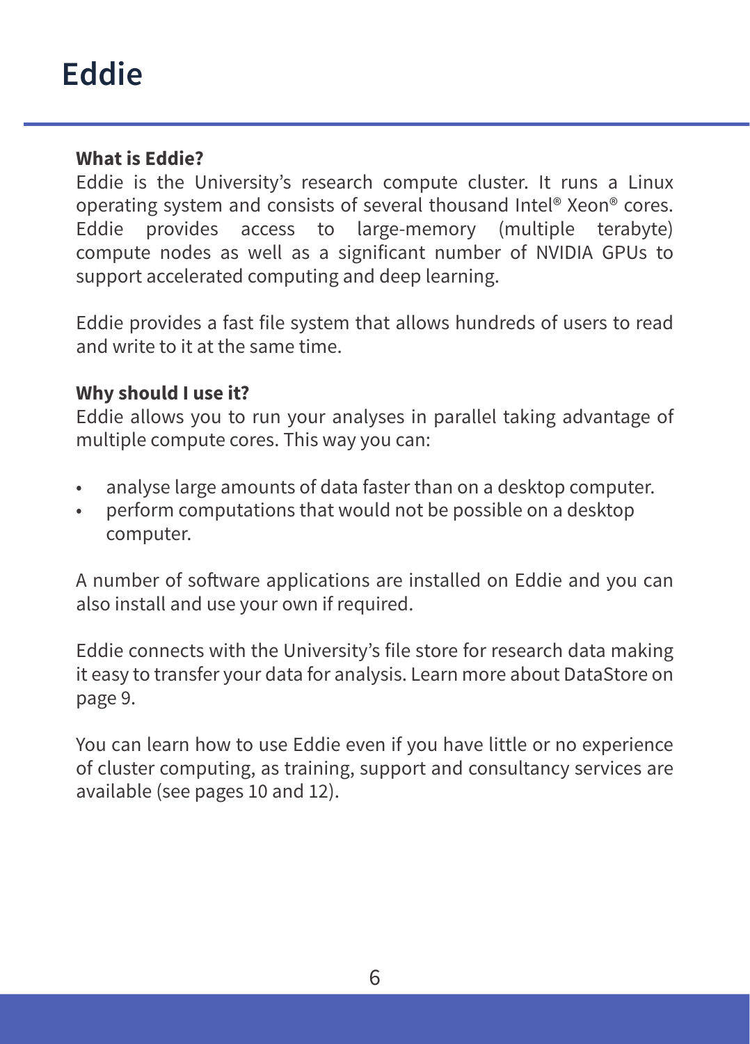# Eddie

**What is Eddie?**

Eddie is the University's research compute cluster. It runs a Linux operating system and consists of several thousand Intel® Xeon® cores. Eddie provides access to large-memory (multiple terabyte) compute nodes as well as a significant number of NVIDIA GPUs to support accelerated computing and deep learning.

Eddie provides a fast file system that allows hundreds of users to read and write to it at the same time.

**Why should I use it?**

Eddie allows you to run your analyses in parallel taking advantage of multiple compute cores. This way you can:

- analyse large amounts of data faster than on a desktop computer.
- perform computations that would not be possible on a desktop computer.

A number of software applications are installed on Eddie and you can also install and use your own if required.

Eddie connects with the University's file store for research data making it easy to transfer your data for analysis. Learn more about DataStore on page 9.

You can learn how to use Eddie even if you have little or no experience of cluster computing, as training, support and consultancy services are available (see pages 10 and 12).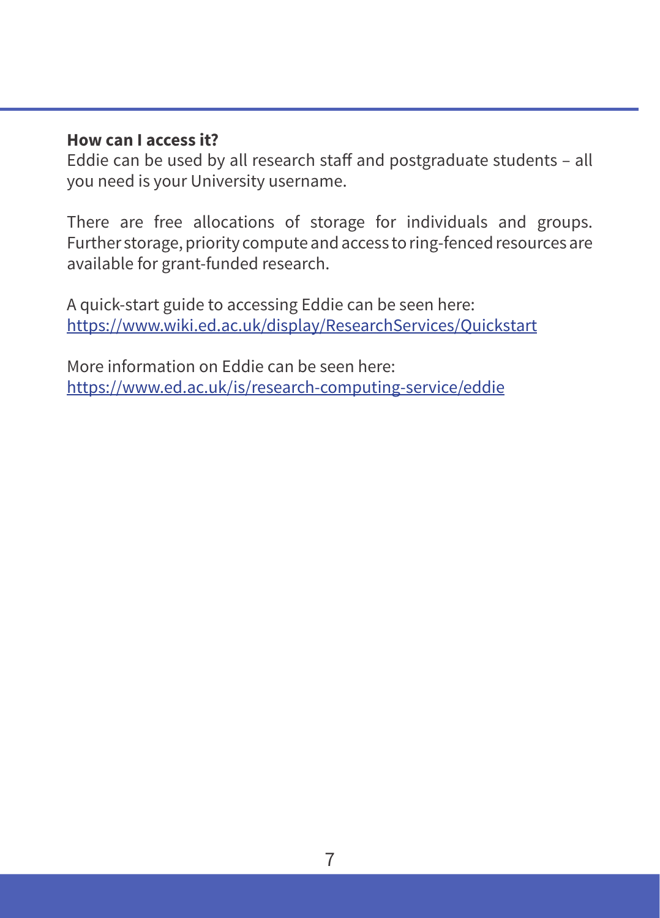**How can I access it?**

Eddie can be used by all research staff and postgraduate students – all you need is your University username.

There are free allocations of storage for individuals and groups. Further storage, priority compute and access to ring-fenced resources are available for grant-funded research.

A quick-start guide to accessing Eddie can be seen here:
https://www.wiki.ed.ac.uk/display/ResearchServices/Quickstart

More information on Eddie can be seen here:
https://www.ed.ac.uk/is/research-computing-service/eddie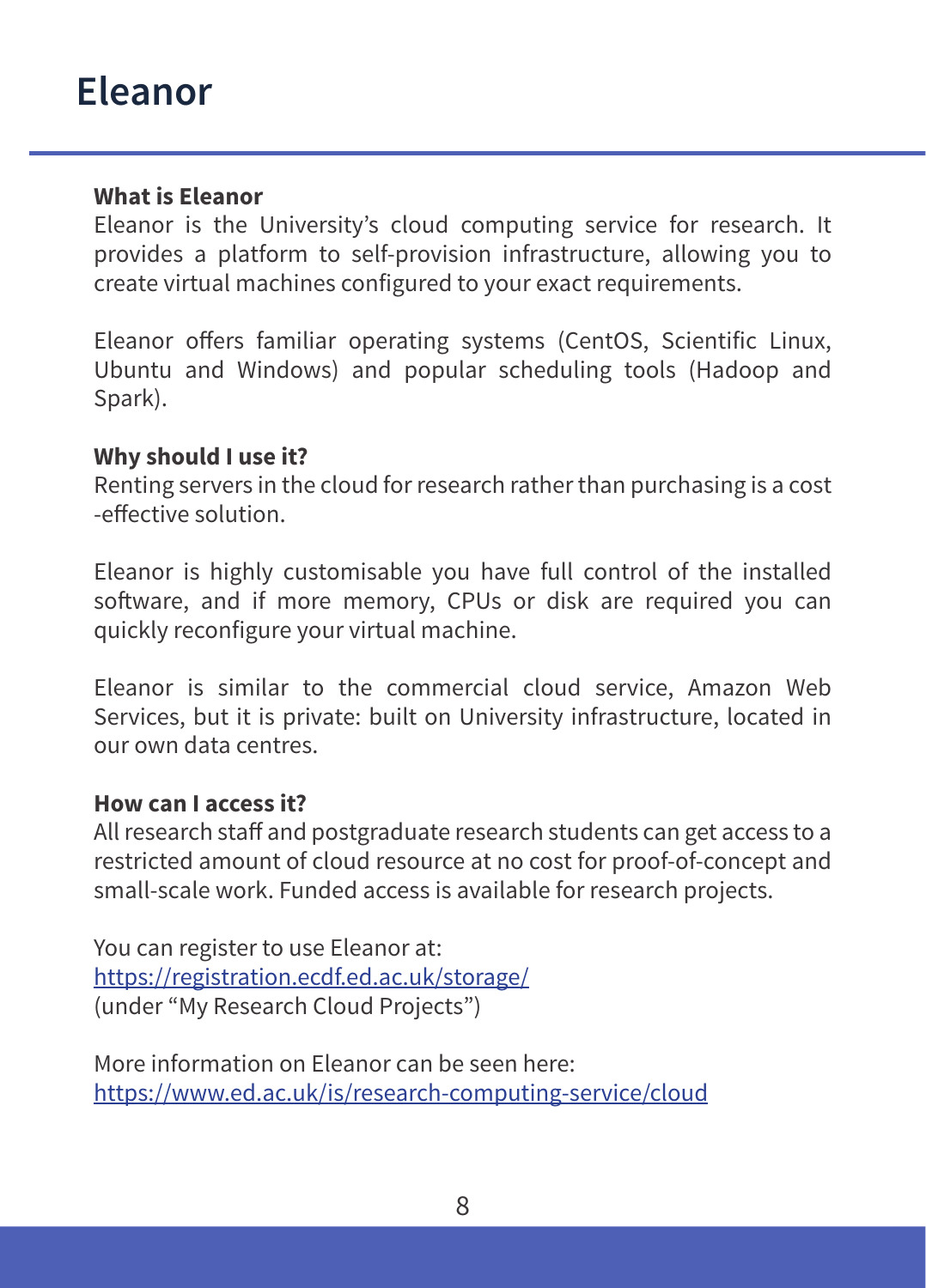# Eleanor

**What is Eleanor**

Eleanor is the University's cloud computing service for research. It provides a platform to self-provision infrastructure, allowing you to create virtual machines configured to your exact requirements.

Eleanor offers familiar operating systems (CentOS, Scientific Linux, Ubuntu and Windows) and popular scheduling tools (Hadoop and Spark).

**Why should I use it?**

Renting servers in the cloud for research rather than purchasing is a cost -effective solution.

Eleanor is highly customisable you have full control of the installed software, and if more memory, CPUs or disk are required you can quickly reconfigure your virtual machine.

Eleanor is similar to the commercial cloud service, Amazon Web Services, but it is private: built on University infrastructure, located in our own data centres.

**How can I access it?**

All research staff and postgraduate research students can get access to a restricted amount of cloud resource at no cost for proof-of-concept and small-scale work. Funded access is available for research projects.

You can register to use Eleanor at:
[https://registration.ecdf.ed.ac.uk/storage/](https://registration.ecdf.ed.ac.uk/storage/)
(under "My Research Cloud Projects")

More information on Eleanor can be seen here:
[https://www.ed.ac.uk/is/research-computing-service/cloud](https://www.ed.ac.uk/is/research-computing-service/cloud)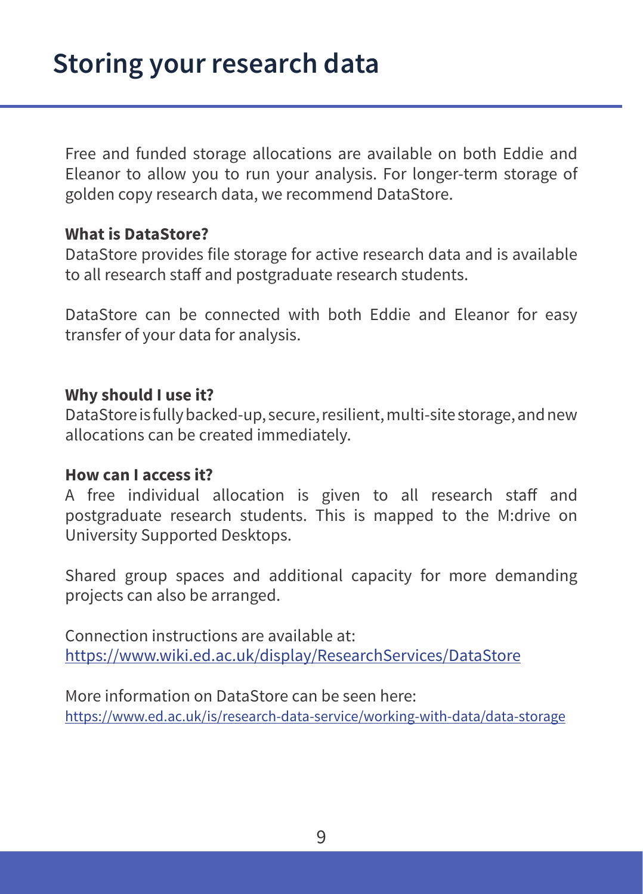# Storing your research data

Free and funded storage allocations are available on both Eddie and Eleanor to allow you to run your analysis. For longer-term storage of golden copy research data, we recommend DataStore.

**What is DataStore?**
DataStore provides file storage for active research data and is available to all research staff and postgraduate research students.

DataStore can be connected with both Eddie and Eleanor for easy transfer of your data for analysis.

**Why should I use it?**
DataStore is fully backed-up, secure, resilient, multi-site storage, and new allocations can be created immediately.

**How can I access it?**
A free individual allocation is given to all research staff and postgraduate research students. This is mapped to the M:drive on University Supported Desktops.

Shared group spaces and additional capacity for more demanding projects can also be arranged.

Connection instructions are available at:
https://www.wiki.ed.ac.uk/display/ResearchServices/DataStore

More information on DataStore can be seen here:
https://www.ed.ac.uk/is/research-data-service/working-with-data/data-storage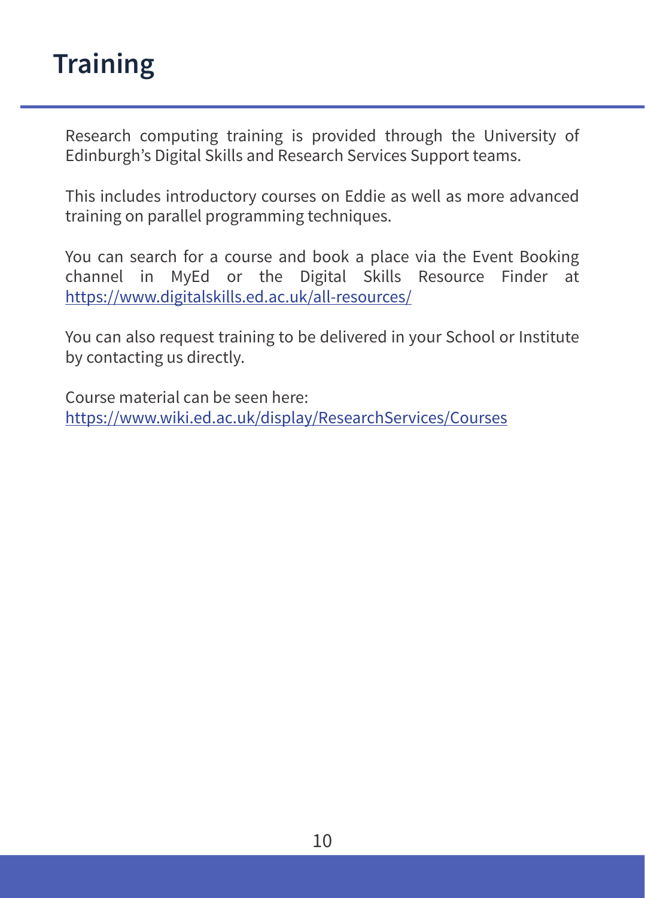# Training

Research computing training is provided through the University of Edinburgh's Digital Skills and Research Services Support teams.

This includes introductory courses on Eddie as well as more advanced training on parallel programming techniques.

You can search for a course and book a place via the Event Booking channel in MyEd or the Digital Skills Resource Finder at https://www.digitalskills.ed.ac.uk/all-resources/

You can also request training to be delivered in your School or Institute by contacting us directly.

Course material can be seen here:
https://www.wiki.ed.ac.uk/display/ResearchServices/Courses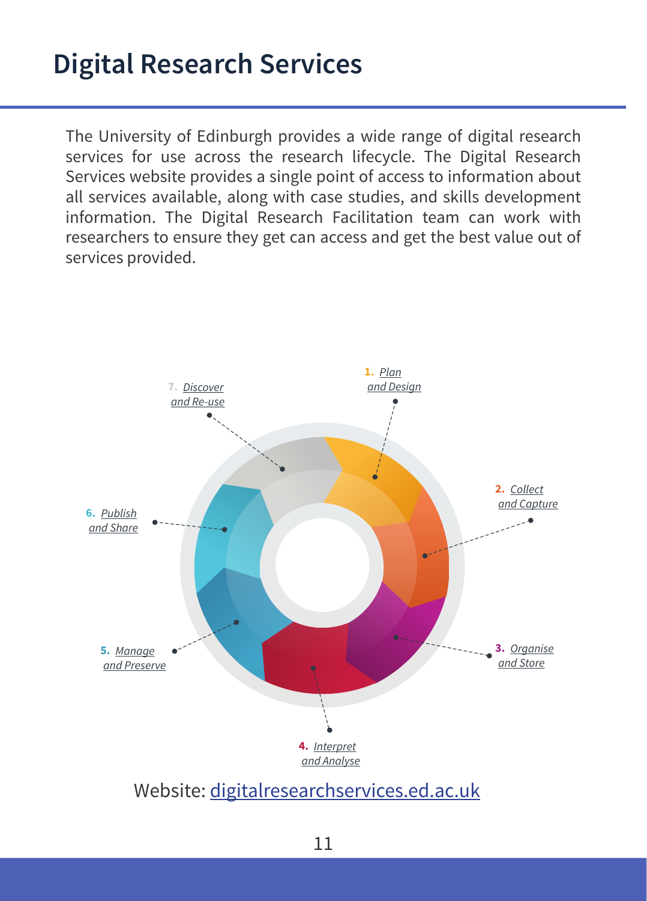# Digital Research Services

The University of Edinburgh provides a wide range of digital research services for use across the research lifecycle. The Digital Research Services website provides a single point of access to information about all services available, along with case studies, and skills development information. The Digital Research Facilitation team can work with researchers to ensure they get can access and get the best value out of services provided.

1. *Plan and Design*
2. *Collect and Capture*
3. *Organise and Store*
4. *Interpret and Analyse*
5. *Manage and Preserve*
6. *Publish and Share*
7. *Discover and Re-use*

Website: [digitalresearchservices.ed.ac.uk](https://digitalresearchservices.ed.ac.uk)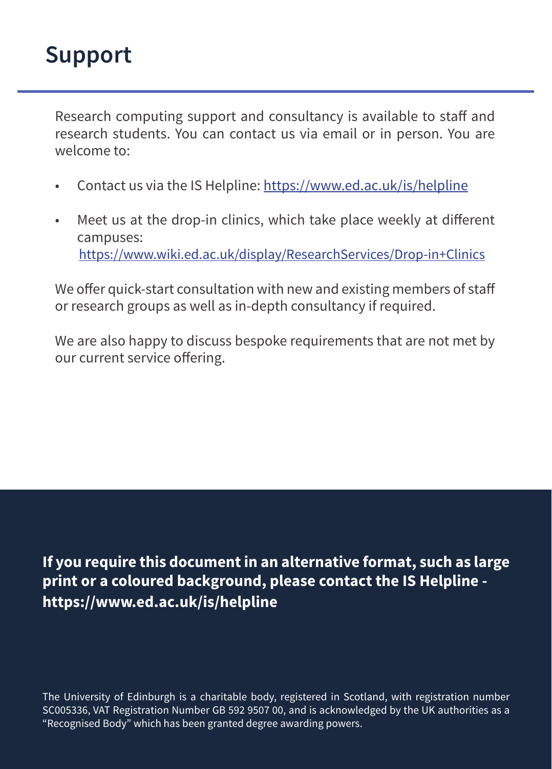# Support

Research computing support and consultancy is available to staff and research students. You can contact us via email or in person. You are welcome to:

- Contact us via the IS Helpline: https://www.ed.ac.uk/is/helpline
- Meet us at the drop-in clinics, which take place weekly at different campuses: https://www.wiki.ed.ac.uk/display/ResearchServices/Drop-in+Clinics

We offer quick-start consultation with new and existing members of staff or research groups as well as in-depth consultancy if required.

We are also happy to discuss bespoke requirements that are not met by our current service offering.

**If you require this document in an alternative format, such as large print or a coloured background, please contact the IS Helpline - https://www.ed.ac.uk/is/helpline**

The University of Edinburgh is a charitable body, registered in Scotland, with registration number SC005336, VAT Registration Number GB 592 9507 00, and is acknowledged by the UK authorities as a "Recognised Body" which has been granted degree awarding powers.